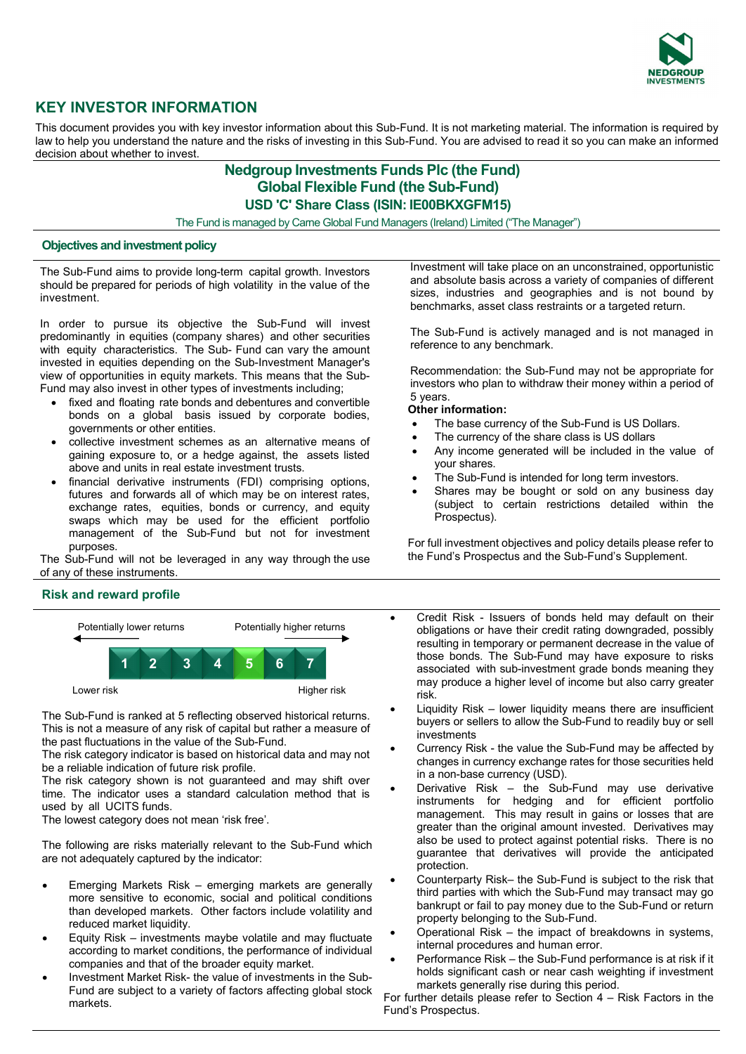# KEY INVESTOR INFORMATION

This document provides you with key investor information about this Sub-Fund. It is not marketing material. The information is required by law to help you understand the nature and the risks of investing in this Sub-Fund. You are advised to read it so you can make an informed decision about whether to invest.

## Nedgroup Investments Funds Plc (the Fund)
## Global Flexible Fund (the Sub-Fund)
## USD 'C' Share Class (ISIN: IE00BKXGFM15)

The Fund is managed by Carne Global Fund Managers (Ireland) Limited ("The Manager")

### Objectives and investment policy

The Sub-Fund aims to provide long-term capital growth. Investors should be prepared for periods of high volatility in the value of the investment.

In order to pursue its objective the Sub-Fund will invest predominantly in equities (company shares) and other securities with equity characteristics. The Sub- Fund can vary the amount invested in equities depending on the Sub-Investment Manager's view of opportunities in equity markets. This means that the Sub-Fund may also invest in other types of investments including;

- fixed and floating rate bonds and debentures and convertible bonds on a global basis issued by corporate bodies, governments or other entities.
- collective investment schemes as an alternative means of gaining exposure to, or a hedge against, the assets listed above and units in real estate investment trusts.
- financial derivative instruments (FDI) comprising options, futures and forwards all of which may be on interest rates, exchange rates, equities, bonds or currency, and equity swaps which may be used for the efficient portfolio management of the Sub-Fund but not for investment purposes.

The Sub-Fund will not be leveraged in any way through the use of any of these instruments.

Investment will take place on an unconstrained, opportunistic and absolute basis across a variety of companies of different sizes, industries and geographies and is not bound by benchmarks, asset class restraints or a targeted return.

The Sub-Fund is actively managed and is not managed in reference to any benchmark.

Recommendation: the Sub-Fund may not be appropriate for investors who plan to withdraw their money within a period of 5 years.

**Other information:**

- The base currency of the Sub-Fund is US Dollars.
- The currency of the share class is US dollars
- Any income generated will be included in the value of your shares.
- The Sub-Fund is intended for long term investors.
- Shares may be bought or sold on any business day (subject to certain restrictions detailed within the Prospectus).

For full investment objectives and policy details please refer to the Fund's Prospectus and the Sub-Fund's Supplement.

### Risk and reward profile

Potentially lower returns — Potentially higher returns

1 2 3 4 **5** 6 7

Lower risk — Higher risk

The Sub-Fund is ranked at 5 reflecting observed historical returns. This is not a measure of any risk of capital but rather a measure of the past fluctuations in the value of the Sub-Fund.

The risk category indicator is based on historical data and may not be a reliable indication of future risk profile.

The risk category shown is not guaranteed and may shift over time. The indicator uses a standard calculation method that is used by all UCITS funds.

The lowest category does not mean 'risk free'.

The following are risks materially relevant to the Sub-Fund which are not adequately captured by the indicator:

- Emerging Markets Risk – emerging markets are generally more sensitive to economic, social and political conditions than developed markets. Other factors include volatility and reduced market liquidity.
- Equity Risk – investments maybe volatile and may fluctuate according to market conditions, the performance of individual companies and that of the broader equity market.
- Investment Market Risk- the value of investments in the Sub-Fund are subject to a variety of factors affecting global stock markets.
- Credit Risk - Issuers of bonds held may default on their obligations or have their credit rating downgraded, possibly resulting in temporary or permanent decrease in the value of those bonds. The Sub-Fund may have exposure to risks associated with sub-investment grade bonds meaning they may produce a higher level of income but also carry greater risk.
- Liquidity Risk – lower liquidity means there are insufficient buyers or sellers to allow the Sub-Fund to readily buy or sell investments
- Currency Risk - the value the Sub-Fund may be affected by changes in currency exchange rates for those securities held in a non-base currency (USD).
- Derivative Risk – the Sub-Fund may use derivative instruments for hedging and for efficient portfolio management. This may result in gains or losses that are greater than the original amount invested. Derivatives may also be used to protect against potential risks. There is no guarantee that derivatives will provide the anticipated protection.
- Counterparty Risk– the Sub-Fund is subject to the risk that third parties with which the Sub-Fund may transact may go bankrupt or fail to pay money due to the Sub-Fund or return property belonging to the Sub-Fund.
- Operational Risk – the impact of breakdowns in systems, internal procedures and human error.
- Performance Risk – the Sub-Fund performance is at risk if it holds significant cash or near cash weighting if investment markets generally rise during this period.

For further details please refer to Section 4 – Risk Factors in the Fund's Prospectus.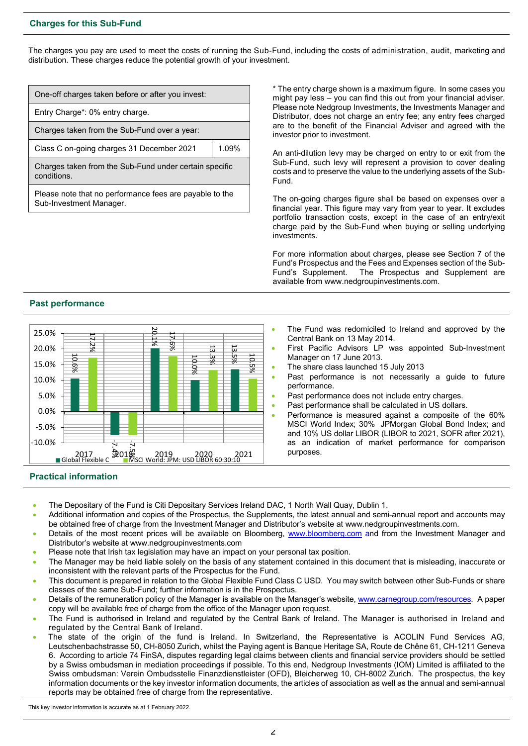## Charges for this Sub-Fund

The charges you pay are used to meet the costs of running the Sub-Fund, including the costs of administration, audit, marketing and distribution. These charges reduce the potential growth of your investment.

| | |
|---|---|
| One-off charges taken before or after you invest: | |
| Entry Charge*: 0% entry charge. | |
| Charges taken from the Sub-Fund over a year: | |
| Class C on-going charges 31 December 2021 | 1.09% |
| Charges taken from the Sub-Fund under certain specific conditions. | |
| Please note that no performance fees are payable to the Sub-Investment Manager. | |

\* The entry charge shown is a maximum figure. In some cases you might pay less – you can find this out from your financial adviser. Please note Nedgroup Investments, the Investments Manager and Distributor, does not charge an entry fee; any entry fees charged are to the benefit of the Financial Adviser and agreed with the investor prior to investment.

An anti-dilution levy may be charged on entry to or exit from the Sub-Fund, such levy will represent a provision to cover dealing costs and to preserve the value to the underlying assets of the Sub-Fund.

The on-going charges figure shall be based on expenses over a financial year. This figure may vary from year to year. It excludes portfolio transaction costs, except in the case of an entry/exit charge paid by the Sub-Fund when buying or selling underlying investments.

For more information about charges, please see Section 7 of the Fund's Prospectus and the Fees and Expenses section of the Sub-Fund's Supplement. The Prospectus and Supplement are available from www.nedgroupinvestments.com.

## Past performance

25.0%
20.0%
15.0%
10.0%
5.0%
0.0%
-5.0%
-10.0%

10.6% 17.2%
-7.4% -7.5%
20.1% 17.6%
10.0% 13.3%
13.5% 10.5%

2017 2018 2019 2020 2021

Global Flexible C
MSCI World: JPM: USD LIBOR 60:30:10

- The Fund was redomiciled to Ireland and approved by the Central Bank on 13 May 2014.
- First Pacific Advisors LP was appointed Sub-Investment Manager on 17 June 2013.
- The share class launched 15 July 2013
- Past performance is not necessarily a guide to future performance.
- Past performance does not include entry charges.
- Past performance shall be calculated in US dollars.
- Performance is measured against a composite of the 60% MSCI World Index; 30% JPMorgan Global Bond Index; and and 10% US dollar LIBOR (LIBOR to 2021, SOFR after 2021), as an indication of market performance for comparison purposes.

## Practical information

- The Depositary of the Fund is Citi Depositary Services Ireland DAC, 1 North Wall Quay, Dublin 1.
- Additional information and copies of the Prospectus, the Supplements, the latest annual and semi-annual report and accounts may be obtained free of charge from the Investment Manager and Distributor's website at www.nedgroupinvestments.com.
- Details of the most recent prices will be available on Bloomberg, www.bloomberg.com and from the Investment Manager and Distributor's website at www.nedgroupinvestments.com
- Please note that Irish tax legislation may have an impact on your personal tax position.
- The Manager may be held liable solely on the basis of any statement contained in this document that is misleading, inaccurate or inconsistent with the relevant parts of the Prospectus for the Fund.
- This document is prepared in relation to the Global Flexible Fund Class C USD. You may switch between other Sub-Funds or share classes of the same Sub-Fund; further information is in the Prospectus.
- Details of the remuneration policy of the Manager is available on the Manager's website, www.carnegroup.com/resources. A paper copy will be available free of charge from the office of the Manager upon request.
- The Fund is authorised in Ireland and regulated by the Central Bank of Ireland. The Manager is authorised in Ireland and regulated by the Central Bank of Ireland.
- The state of the origin of the fund is Ireland. In Switzerland, the Representative is ACOLIN Fund Services AG, Leutschenbachstrasse 50, CH-8050 Zurich, whilst the Paying agent is Banque Heritage SA, Route de Chêne 61, CH-1211 Geneva 6. According to article 74 FinSA, disputes regarding legal claims between clients and financial service providers should be settled by a Swiss ombudsman in mediation proceedings if possible. To this end, Nedgroup Investments (IOM) Limited is affiliated to the Swiss ombudsman: Verein Ombudsstelle Finanzdienstleister (OFD), Bleicherweg 10, CH-8002 Zurich. The prospectus, the key information documents or the key investor information documents, the articles of association as well as the annual and semi-annual reports may be obtained free of charge from the representative.

This key investor information is accurate as at 1 February 2022.